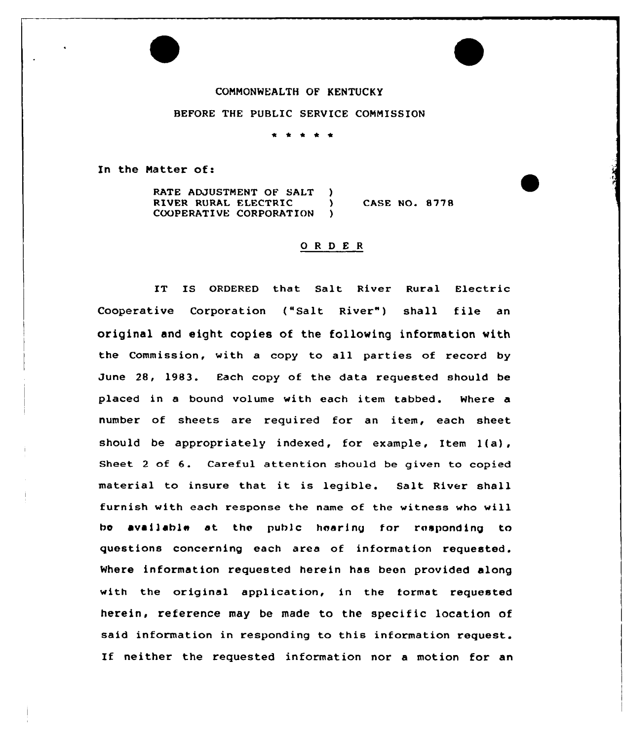COMMONWEALTH OF KENTUCKY

BEFORE THE PUBLIC SERVICE COMMISSION

\* \* \* \* \*

In the Matter of:

RATE ADJUSTMENT OF SALT )
RIVER RURAL ELECTRIC ) CASE NO. 8778
COOPERATIVE CORPORATION )

# O R D E R

IT IS ORDERED that Salt River Rural Electric Cooperative Corporation ("Salt River") shall file an original and eight copies of the following information with the Commission, with a copy to all parties of record by June 28, 1983. Each copy of the data requested should be placed in a bound volume with each item tabbed. Where a number of sheets are required for an item, each sheet should be appropriately indexed, for example, Item 1(a), Sheet 2 of 6. Careful attention should be given to copied material to insure that it is legible. Salt River shall furnish with each response the name of the witness who will be available at the public hearing for responding to questions concerning each area of information requested. Where information requested herein has been provided along with the original application, in the format requested herein, reference may be made to the specific location of said information in responding to this information request. If neither the requested information nor a motion for an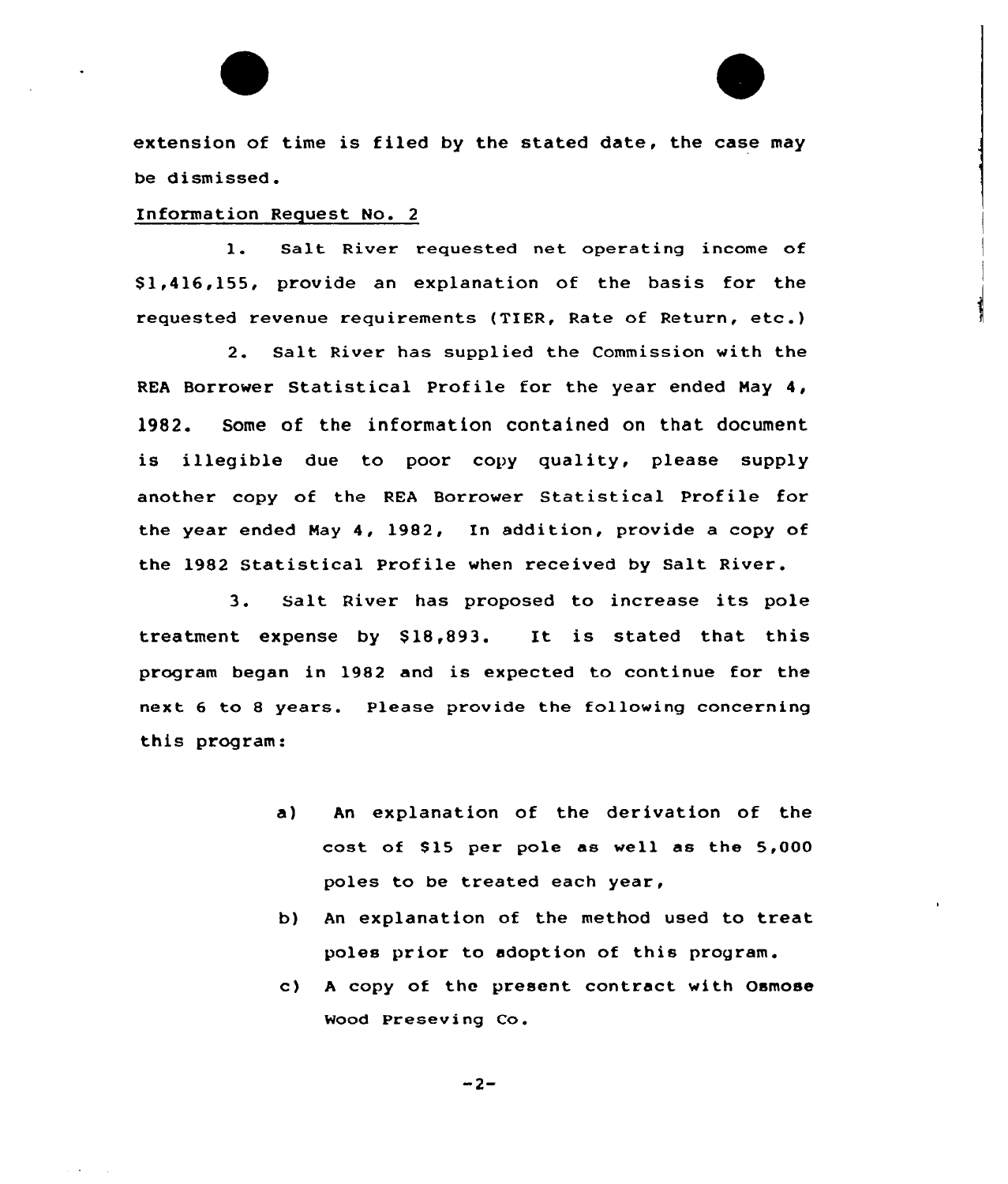extension of time is filed by the stated date, the case may be dismissed.

Information Request No. 2

1. Salt River requested net operating income of $1,416,155, provide an explanation of the basis for the requested revenue requirements (TIER, Rate of Return, etc.)

2. Salt River has supplied the Commission with the REA Borrower Statistical Profile for the year ended May 4, 1982. Some of the information contained on that document is illegible due to poor copy quality, please supply another copy of the REA Borrower Statistical Profile for the year ended May 4, 1982, In addition, provide a copy of the 1982 Statistical Profile when received by Salt River.

3. Salt River has proposed to increase its pole treatment expense by $18,893. It is stated that this program began in 1982 and is expected to continue for the next 6 to 8 years. Please provide the following concerning this program:

a) An explanation of the derivation of the cost of $15 per pole as well as the 5,000 poles to be treated each year,

b) An explanation of the method used to treat poles prior to adoption of this program.

c) A copy of the present contract with Osmose Wood Preseving Co.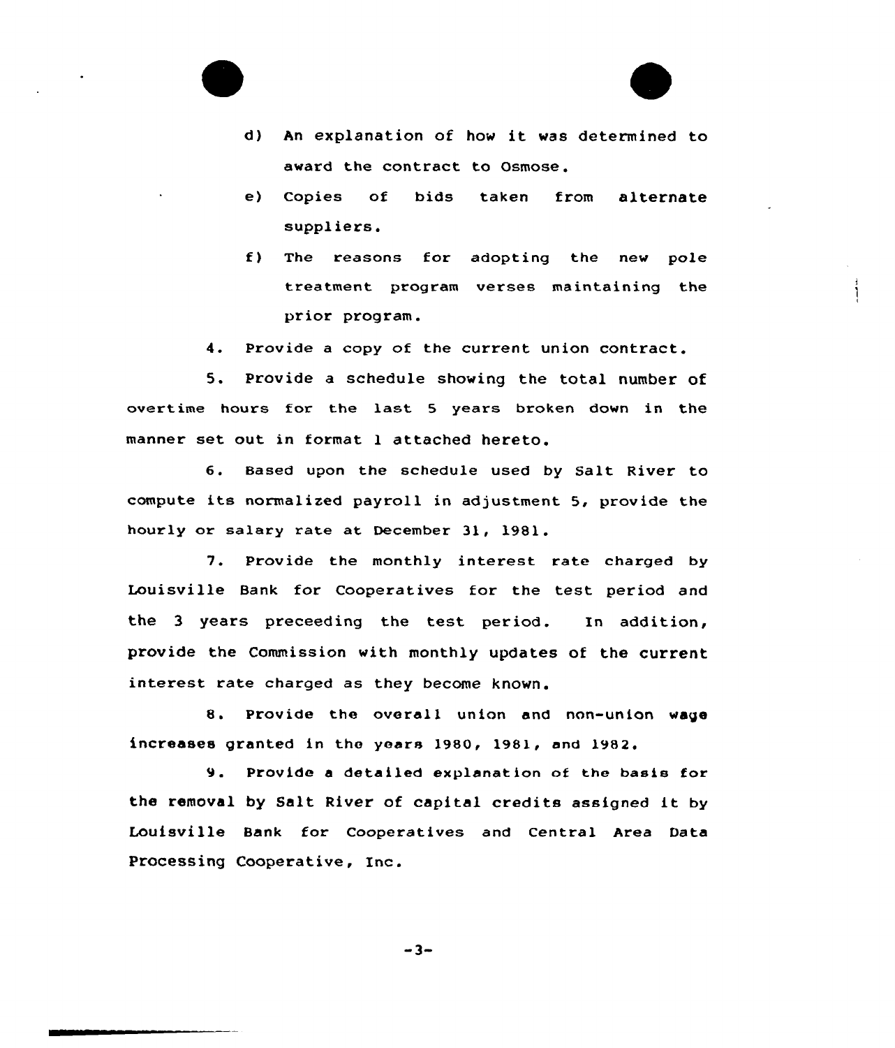d) An explanation of how it was determined to award the contract to Osmose.

e) Copies of bids taken from alternate suppliers.

f) The reasons for adopting the new pole treatment program verses maintaining the prior program.

4. Provide a copy of the current union contract.

5. Provide a schedule showing the total number of overtime hours for the last 5 years broken down in the manner set out in format 1 attached hereto.

6. Based upon the schedule used by Salt River to compute its normalized payroll in adjustment 5, provide the hourly or salary rate at December 31, 1981.

7. Provide the monthly interest rate charged by Louisville Bank for Cooperatives for the test period and the 3 years preceeding the test period. In addition, provide the Commission with monthly updates of the current interest rate charged as they become known.

8. Provide the overall union and non-union wage increases granted in the years 1980, 1981, and 1982.

9. Provide a detailed explanation of the basis for the removal by Salt River of capital credits assigned it by Louisville Bank for Cooperatives and Central Area Data Processing Cooperative, Inc.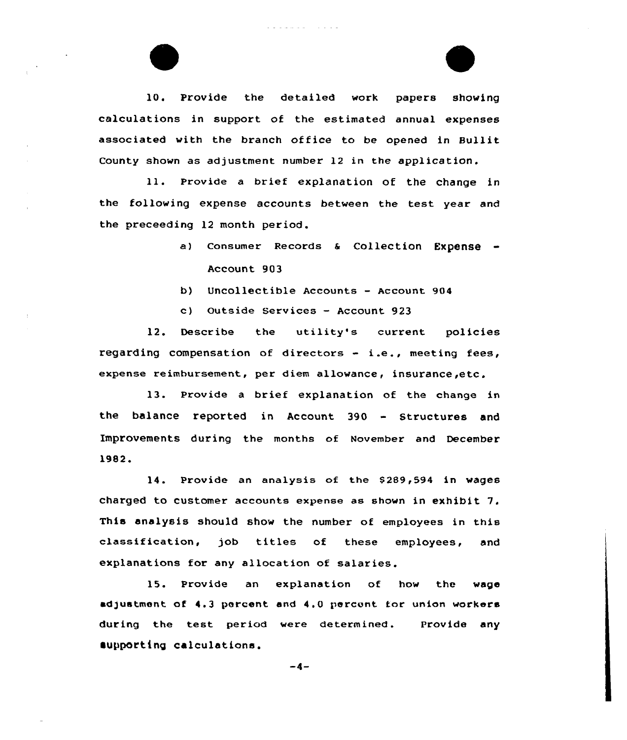10. Provide the detailed work papers showing calculations in support of the estimated annual expenses associated with the branch office to be opened in Bullit County shown as adjustment number 12 in the application.

11. Provide a brief explanation of the change in the following expense accounts between the test year and the preceeding 12 month period.

a) Consumer Records & Collection Expense - Account 903

b) Uncollectible Accounts - Account 904

c) Outside Services - Account 923

12. Describe the utility's current policies regarding compensation of directors - i.e., meeting fees, expense reimbursement, per diem allowance, insurance,etc.

13. Provide a brief explanation of the change in the balance reported in Account 390 - Structures and Improvements during the months of November and December 1982.

14. Provide an analysis of the $289,594 in wages charged to customer accounts expense as shown in exhibit 7. This analysis should show the number of employees in this classification, job titles of these employees, and explanations for any allocation of salaries.

15. Provide an explanation of how the wage adjustment of 4.3 percent and 4.0 percent for union workers during the test period were determined. Provide any supporting calculations.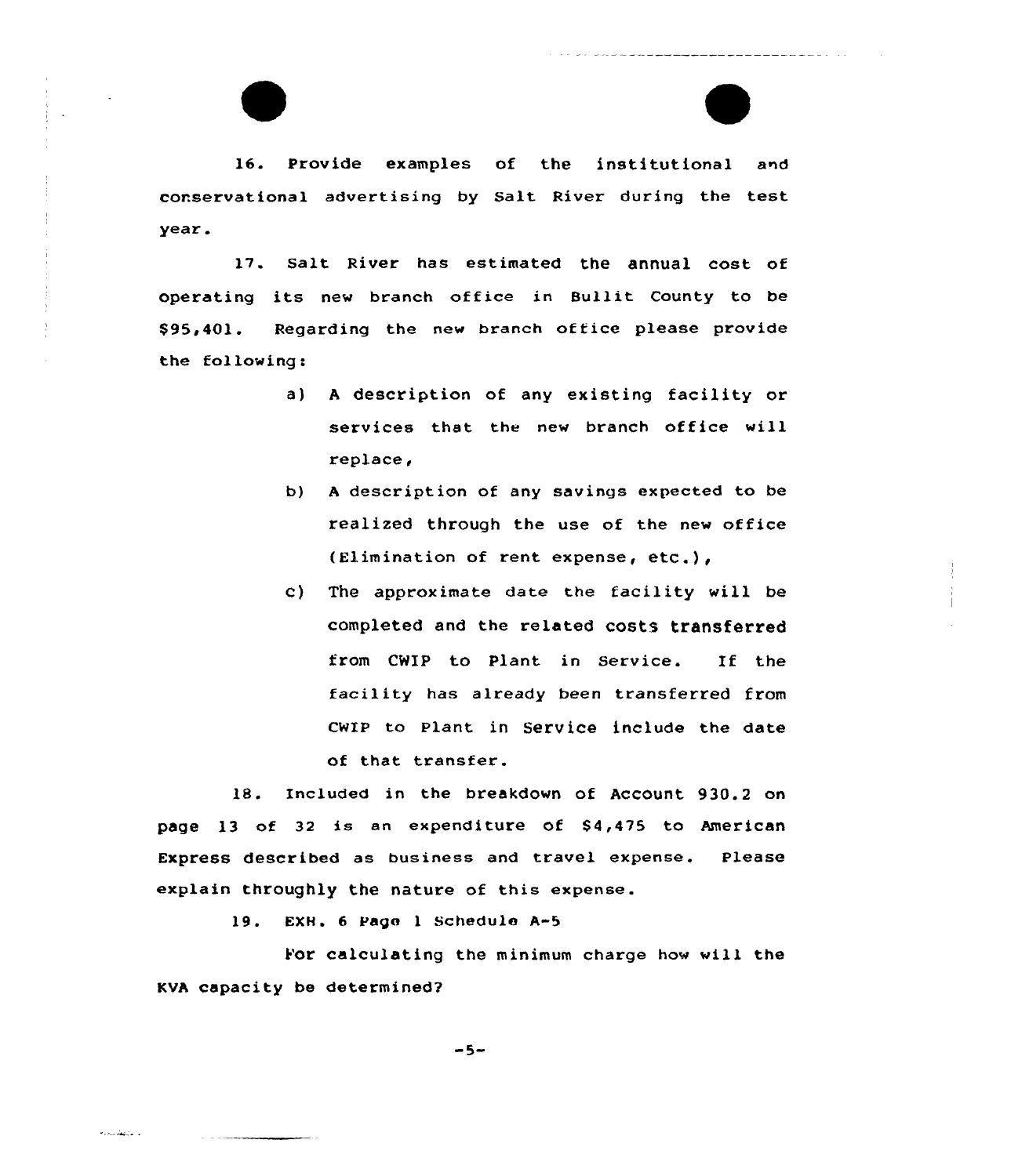16. Provide examples of the institutional and conservational advertising by Salt River during the test year.

17. Salt River has estimated the annual cost of operating its new branch office in Bullit County to be $95,401. Regarding the new branch office please provide the following:

   a) A description of any existing facility or services that the new branch office will replace,

   b) A description of any savings expected to be realized through the use of the new office (Elimination of rent expense, etc.),

   c) The approximate date the facility will be completed and the related costs transferred from CWIP to Plant in Service. If the facility has already been transferred from CWIP to Plant in Service include the date of that transfer.

18. Included in the breakdown of Account 930.2 on page 13 of 32 is an expenditure of $4,475 to American Express described as business and travel expense. Please explain throughly the nature of this expense.

19. EXH. 6 Page 1 Schedule A-5

   For calculating the minimum charge how will the KVA capacity be determined?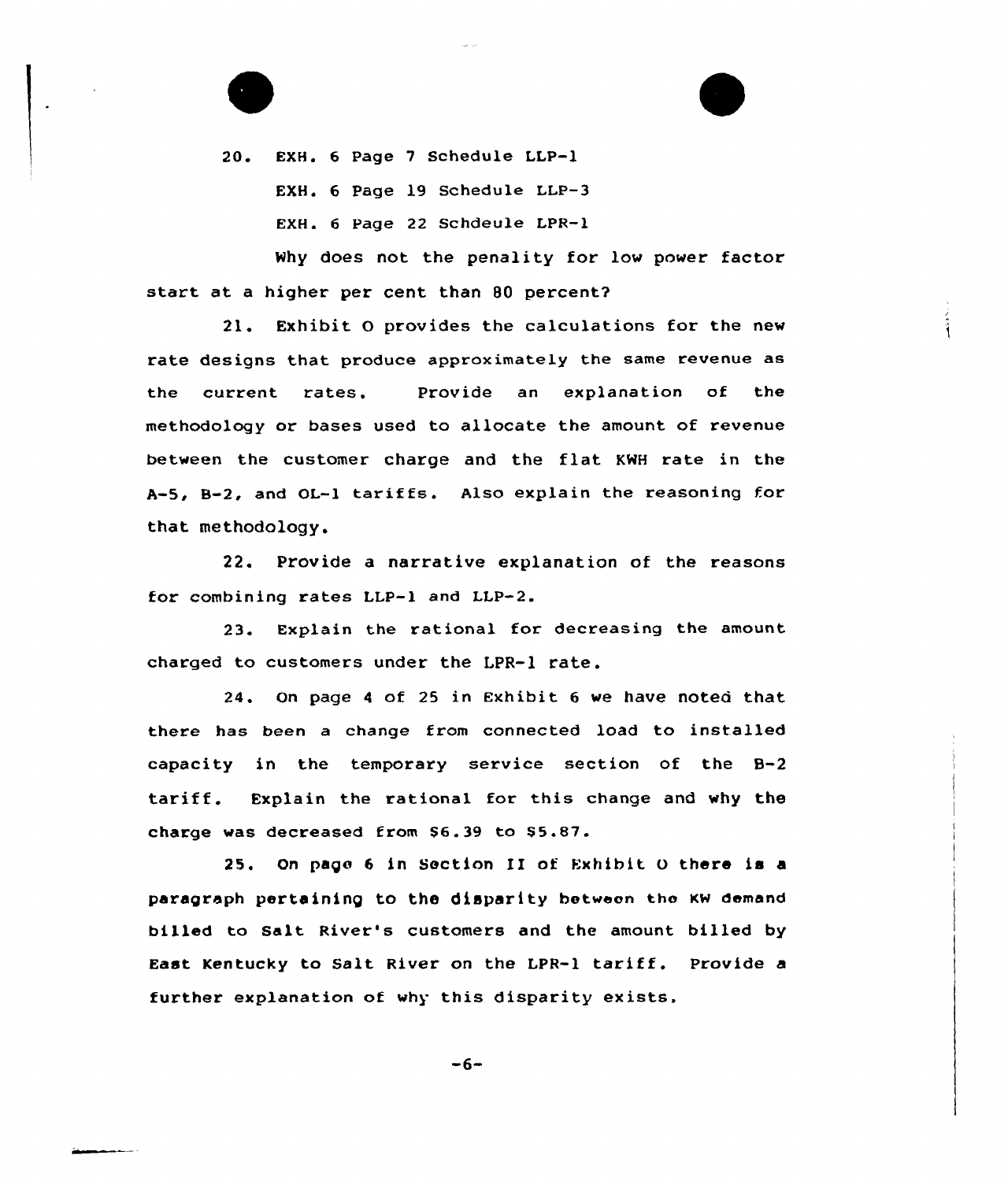20. EXH. 6 Page 7 Schedule LLP-1

EXH. 6 Page 19 Schedule LLP-3

EXH. 6 Page 22 Schdeule LPR-1

Why does not the penality for low power factor start at a higher per cent than 80 percent?

21. Exhibit O provides the calculations for the new rate designs that produce approximately the same revenue as the current rates. Provide an explanation of the methodology or bases used to allocate the amount of revenue between the customer charge and the flat KWH rate in the A-5, B-2, and OL-1 tariffs. Also explain the reasoning for that methodology.

22. Provide a narrative explanation of the reasons for combining rates LLP-1 and LLP-2.

23. Explain the rational for decreasing the amount charged to customers under the LPR-1 rate.

24. On page 4 of 25 in Exhibit 6 we have noted that there has been a change from connected load to installed capacity in the temporary service section of the B-2 tariff. Explain the rational for this change and why the charge was decreased from $6.39 to $5.87.

25. On page 6 in Section II of Exhibit O there is a paragraph pertaining to the disparity between the KW demand billed to Salt River's customers and the amount billed by East Kentucky to Salt River on the LPR-1 tariff. Provide a further explanation of why this disparity exists.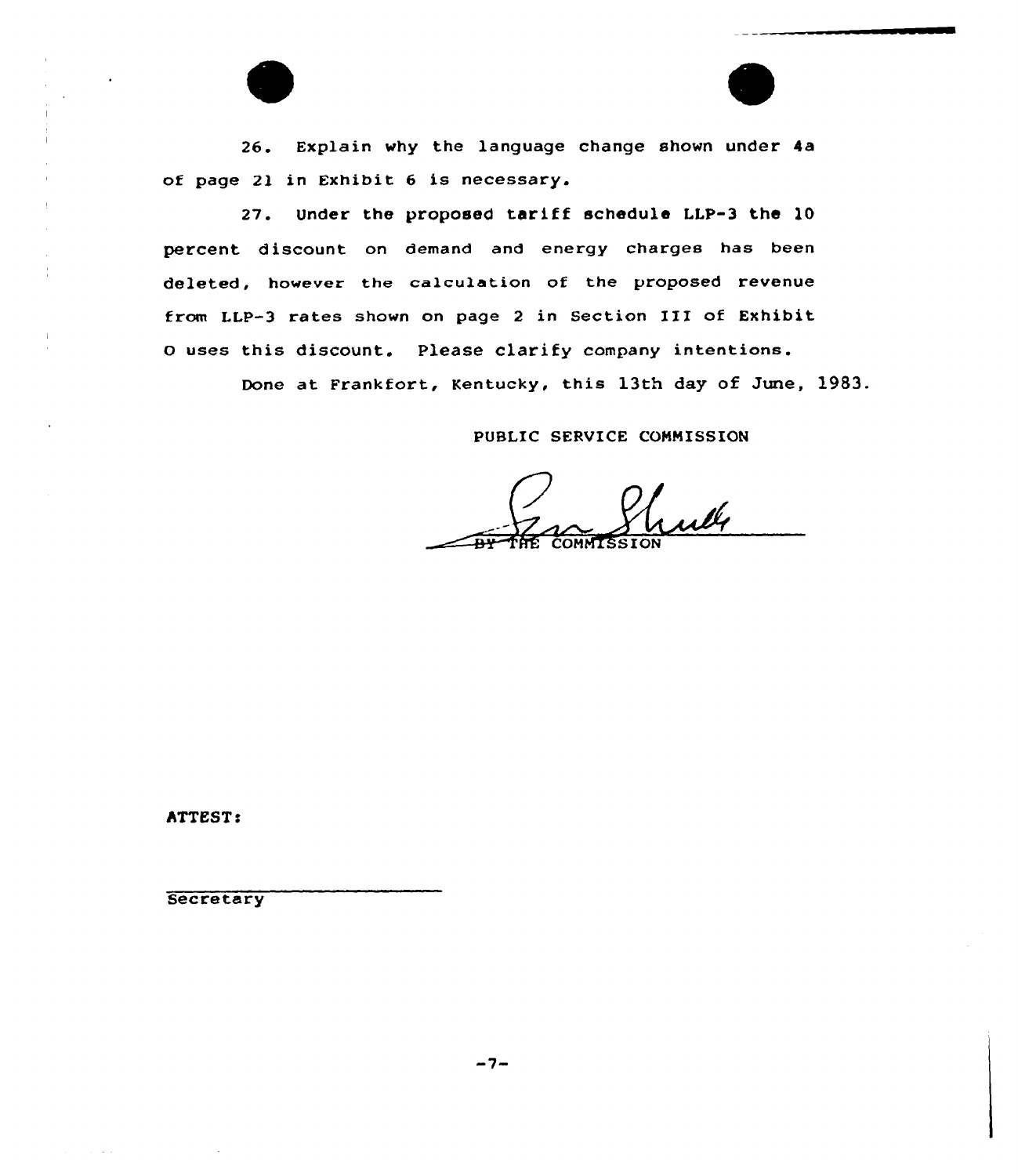26. Explain why the language change shown under 4a of page 21 in Exhibit 6 is necessary.

27. Under the proposed tariff schedule LLP-3 the 10 percent discount on demand and energy charges has been deleted, however the calculation of the proposed revenue from LLP-3 rates shown on page 2 in Section III of Exhibit O uses this discount. Please clarify company intentions.

Done at Frankfort, Kentucky, this 13th day of June, 1983.

PUBLIC SERVICE COMMISSION

BY THE COMMISSION

ATTEST:

Secretary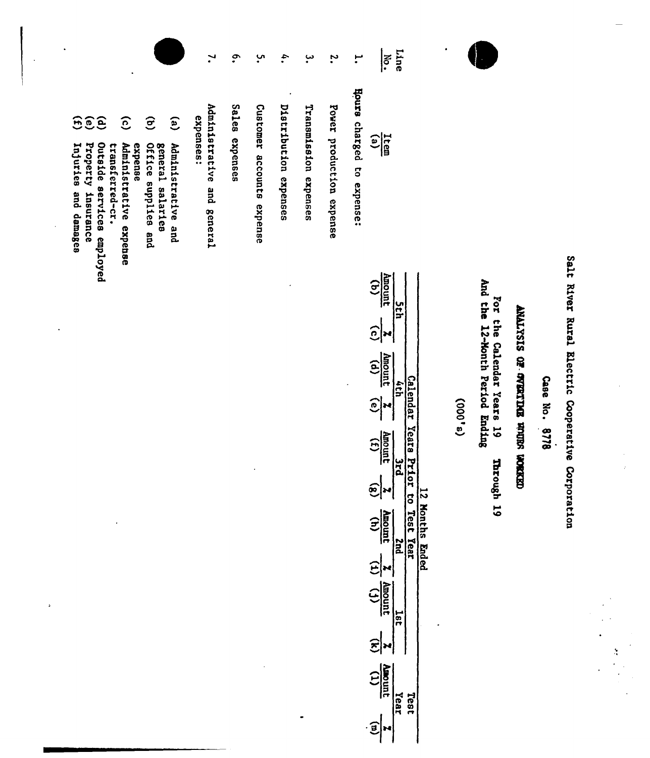Salt River Rural Electric Cooperative Corporation

Case No. 8778

ANALYSIS OF OVERTIME HOURS WORKED

For the Calendar Years 19    Through 19
And the 12-Month Period Ending

(000's)

| Line No. | Item | Calendar Years Prior to Test Year | | | | | | | | | | 12 Months Ended Test Year | |
|---|---|---|---|---|---|---|---|---|---|---|---|---|---|
| | | 5th | | 4th | | 3rd | | 2nd | | 1st | | | |
| | | Amount | % | Amount | % | Amount | % | Amount | % | Amount | % | Amount | % |
| | (a) | (b) | (c) | (d) | (e) | (f) | (g) | (h) | (i) | (j) | (k) | (l) | (m) |
| 1. | Hours charged to expense: | | | | | | | | | | | | |
| 2. | Power production expense | | | | | | | | | | | | |
| 3. | Transmission expenses | | | | | | | | | | | | |
| 4. | Distribution expenses | | | | | | | | | | | | |
| 5. | Customer accounts expense | | | | | | | | | | | | |
| 6. | Sales expenses | | | | | | | | | | | | |
| 7. | Administrative and general expenses: | | | | | | | | | | | | |
| | (a) Administrative and general salaries | | | | | | | | | | | | |
| | (b) Office supplies and expense | | | | | | | | | | | | |
| | (c) Administrative expense transferred-cr. | | | | | | | | | | | | |
| | (d) Outside services employed | | | | | | | | | | | | |
| | (e) Property insurance | | | | | | | | | | | | |
| | (f) Injuries and damages | | | | | | | | | | | | |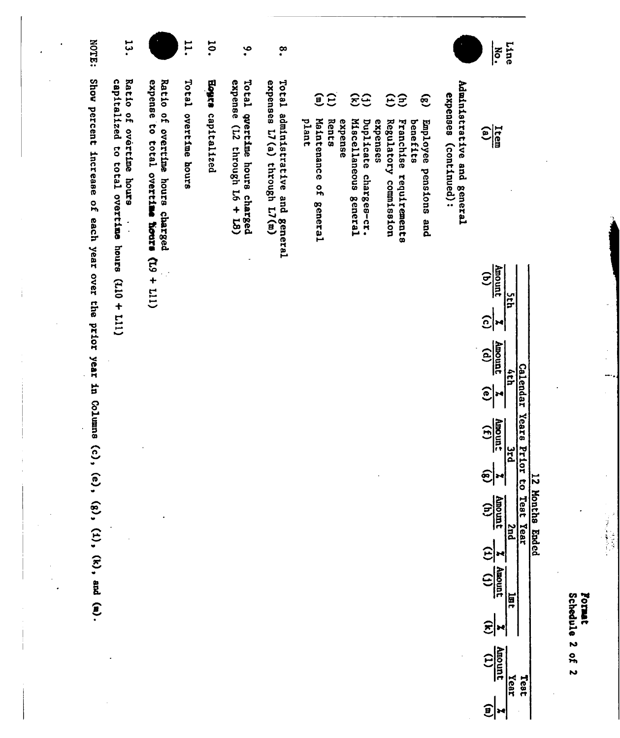Format
Schedule 2 of 2

| Line No. | Item (a) | 12 Months Ended | | | | | | | | | | | |
|---|---|---|---|---|---|---|---|---|---|---|---|---|---|
| | | Calendar Years Prior to Test Year | | | | | | | | | | Test Year | |
| | | 5th | | 4th | | 3rd | | 2nd | | 1st | | | |
| | | Amount (b) | % (c) | Amount (d) | % (e) | Amount (f) | % (g) | Amount (h) | % (i) | Amount (j) | % (k) | Amount (l) | % (m) |
| | Administrative and general expenses (continued): | | | | | | | | | | | | |
| | (g) Employee pensions and benefits | | | | | | | | | | | | |
| | (h) Franchise requirements | | | | | | | | | | | | |
| | (i) Regulatory commission expenses | | | | | | | | | | | | |
| | (j) Duplicate charges-cr. | | | | | | | | | | | | |
| | (k) Miscellaneous general expense | | | | | | | | | | | | |
| | (l) Rents | | | | | | | | | | | | |
| | (m) Maintenance of general plant | | | | | | | | | | | | |
| 8. | Total administrative and general expenses L7(a) through L7(m) | | | | | | | | | | | | |
| 9. | Total overtime hours charged expense (L2 through L6 + L8) | | | | | | | | | | | | |
| 10. | Hours capitalized | | | | | | | | | | | | |
| 11. | Total overtime hours | | | | | | | | | | | | |
| 12. | Ratio of overtime hours charged expense to total overtime hours (L9 ÷ L11) | | | | | | | | | | | | |
| 13. | Ratio of overtime hours capitalized to total overtime hours (L10 ÷ L11) | | | | | | | | | | | | |

NOTE: Show percent increase of each year over the prior year in Columns (c), (e), (g), (i), (k), and (m).